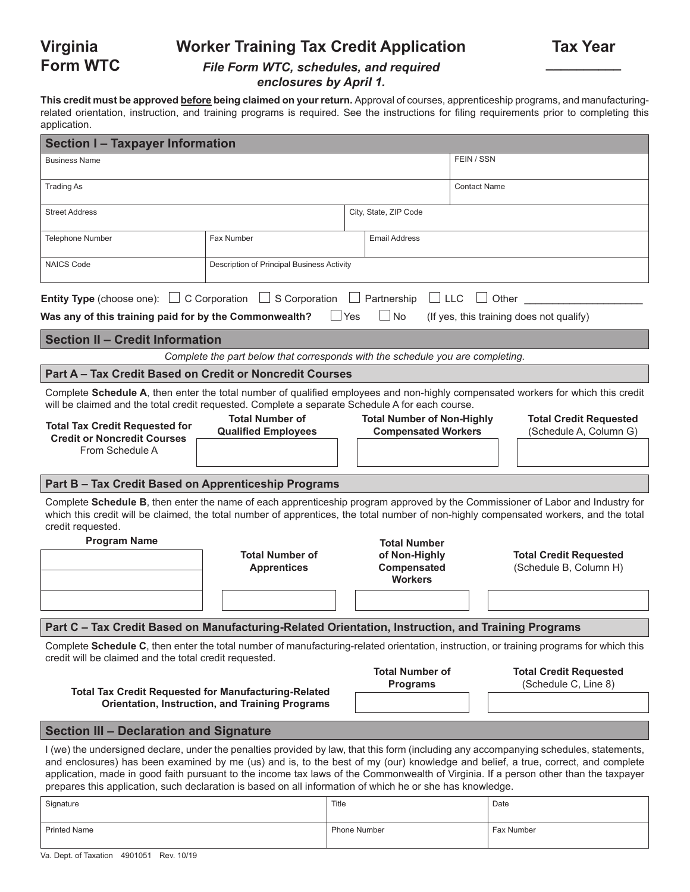# Virginia Form WTC

## Worker Training Tax Credit Application

**Tax Year** __________

*File Form WTC, schedules, and required enclosures by April 1.*

**This credit must be approved before being claimed on your return.** Approval of courses, apprenticeship programs, and manufacturing-related orientation, instruction, and training programs is required. See the instructions for filing requirements prior to completing this application.

### Section I – Taxpayer Information

| Business Name | | FEIN / SSN |
|---|---|---|
| Trading As | | Contact Name |
| Street Address | City, State, ZIP Code | |
| Telephone Number | Fax Number | Email Address |
| NAICS Code | Description of Principal Business Activity | |

**Entity Type** (choose one): ☐ C Corporation ☐ S Corporation ☐ Partnership ☐ LLC ☐ Other ____________________

**Was any of this training paid for by the Commonwealth?** ☐ Yes ☐ No (If yes, this training does not qualify)

### Section II – Credit Information

*Complete the part below that corresponds with the schedule you are completing.*

#### Part A – Tax Credit Based on Credit or Noncredit Courses

Complete **Schedule A**, then enter the total number of qualified employees and non-highly compensated workers for which this credit will be claimed and the total credit requested. Complete a separate Schedule A for each course.

| **Total Tax Credit Requested for Credit or Noncredit Courses** From Schedule A | **Total Number of Qualified Employees** | **Total Number of Non-Highly Compensated Workers** | **Total Credit Requested** (Schedule A, Column G) |
|---|---|---|---|
| | | | |

#### Part B – Tax Credit Based on Apprenticeship Programs

Complete **Schedule B**, then enter the name of each apprenticeship program approved by the Commissioner of Labor and Industry for which this credit will be claimed, the total number of apprentices, the total number of non-highly compensated workers, and the total credit requested.

| **Program Name** | **Total Number of Apprentices** | **Total Number of Non-Highly Compensated Workers** | **Total Credit Requested** (Schedule B, Column H) |
|---|---|---|---|
| | | | |
| | | | |
| | | | |

#### Part C – Tax Credit Based on Manufacturing-Related Orientation, Instruction, and Training Programs

Complete **Schedule C**, then enter the total number of manufacturing-related orientation, instruction, or training programs for which this credit will be claimed and the total credit requested.

| **Total Tax Credit Requested for Manufacturing-Related Orientation, Instruction, and Training Programs** | **Total Number of Programs** | **Total Credit Requested** (Schedule C, Line 8) |
|---|---|---|
| | | |

### Section III – Declaration and Signature

I (we) the undersigned declare, under the penalties provided by law, that this form (including any accompanying schedules, statements, and enclosures) has been examined by me (us) and is, to the best of my (our) knowledge and belief, a true, correct, and complete application, made in good faith pursuant to the income tax laws of the Commonwealth of Virginia. If a person other than the taxpayer prepares this application, such declaration is based on all information of which he or she has knowledge.

| Signature | Title | Date |
|---|---|---|
| Printed Name | Phone Number | Fax Number |

Va. Dept. of Taxation 4901051 Rev. 10/19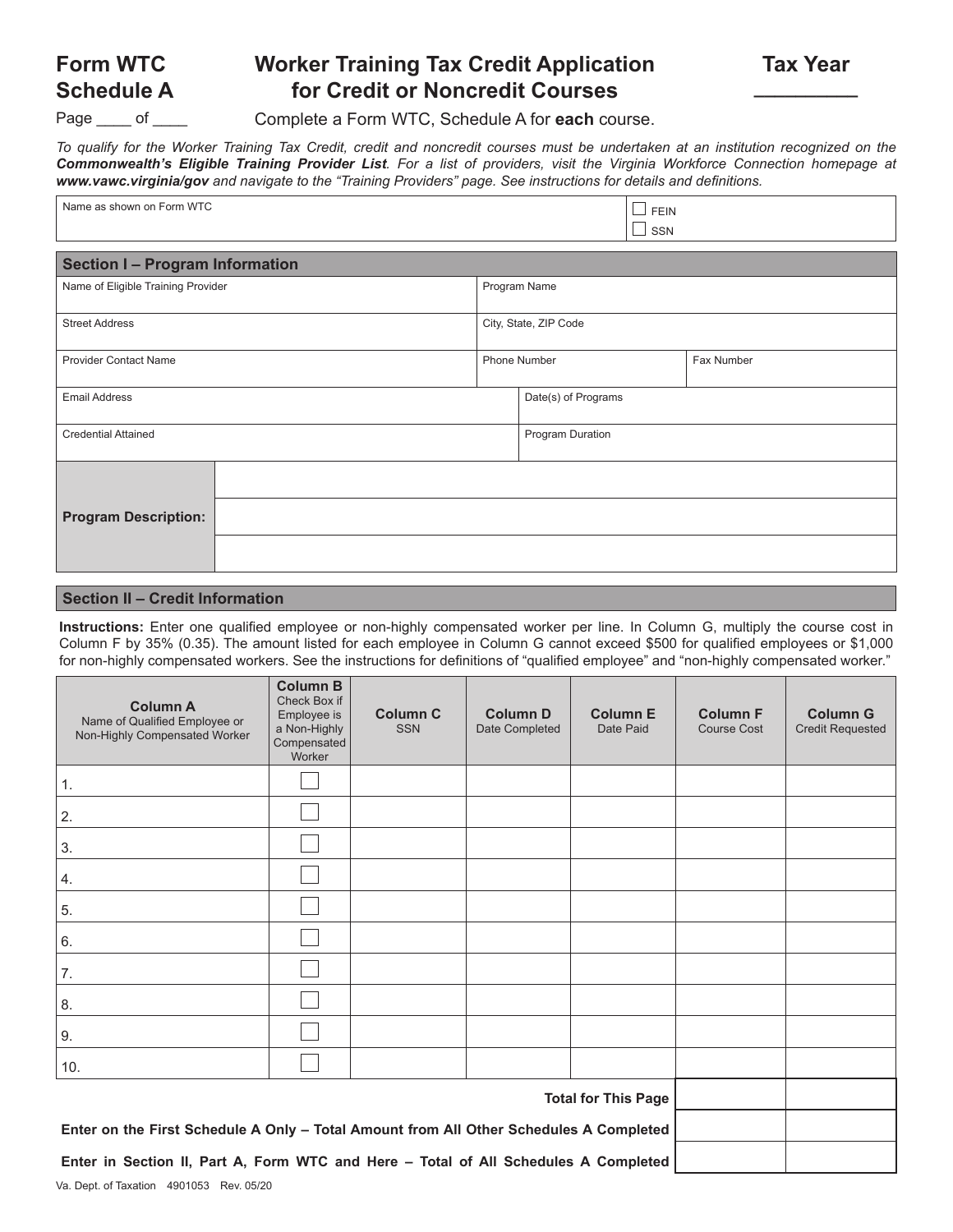# Form WTC Schedule A

## Worker Training Tax Credit Application for Credit or Noncredit Courses

**Tax Year** ________

Page ____ of ____

Complete a Form WTC, Schedule A for **each** course.

*To qualify for the Worker Training Tax Credit, credit and noncredit courses must be undertaken at an institution recognized on the **Commonwealth's Eligible Training Provider List**. For a list of providers, visit the Virginia Workforce Connection homepage at **www.vawc.virginia/gov** and navigate to the "Training Providers" page. See instructions for details and definitions.*

| Name as shown on Form WTC | ☐ FEIN ☐ SSN |
|---|---|
| | |

### Section I – Program Information

| Name of Eligible Training Provider | Program Name | |
|---|---|---|
| Street Address | City, State, ZIP Code | |
| Provider Contact Name | Phone Number | Fax Number |
| Email Address | Date(s) of Programs | |
| Credential Attained | Program Duration | |

**Program Description:**

### Section II – Credit Information

**Instructions:** Enter one qualified employee or non-highly compensated worker per line. In Column G, multiply the course cost in Column F by 35% (0.35). The amount listed for each employee in Column G cannot exceed $500 for qualified employees or $1,000 for non-highly compensated workers. See the instructions for definitions of "qualified employee" and "non-highly compensated worker."

| **Column A** Name of Qualified Employee or Non-Highly Compensated Worker | **Column B** Check Box if Employee is a Non-Highly Compensated Worker | **Column C** SSN | **Column D** Date Completed | **Column E** Date Paid | **Column F** Course Cost | **Column G** Credit Requested |
|---|---|---|---|---|---|---|
| 1. | ☐ | | | | | |
| 2. | ☐ | | | | | |
| 3. | ☐ | | | | | |
| 4. | ☐ | | | | | |
| 5. | ☐ | | | | | |
| 6. | ☐ | | | | | |
| 7. | ☐ | | | | | |
| 8. | ☐ | | | | | |
| 9. | ☐ | | | | | |
| 10. | ☐ | | | | | |
| **Total for This Page** | | | | | | |
| **Enter on the First Schedule A Only – Total Amount from All Other Schedules A Completed** | | | | | | |
| **Enter in Section II, Part A, Form WTC and Here – Total of All Schedules A Completed** | | | | | | |

Va. Dept. of Taxation 4901053 Rev. 05/20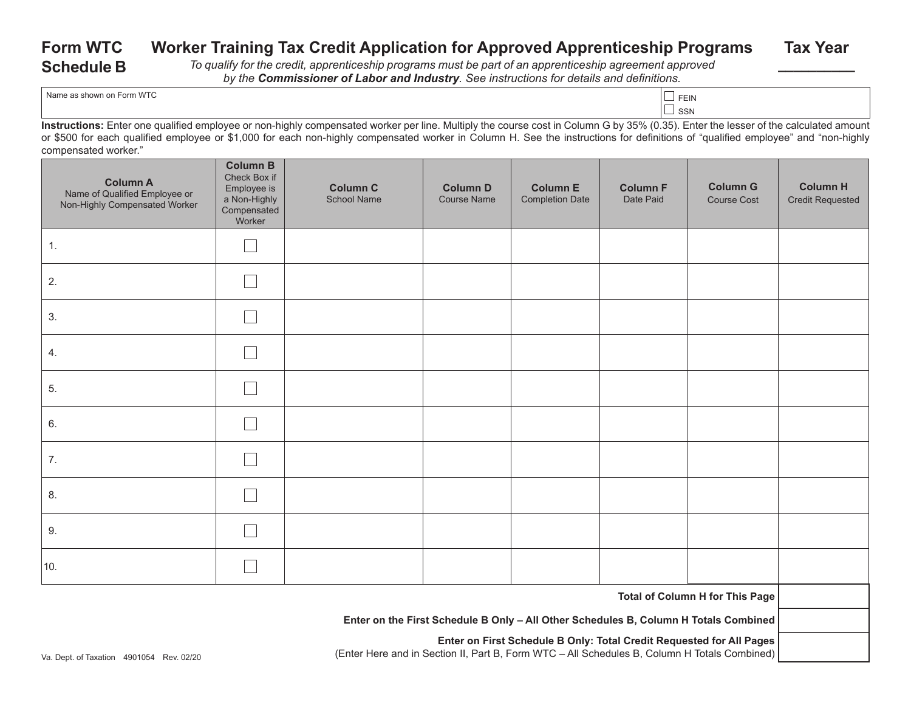# Form WTC Schedule B

## Worker Training Tax Credit Application for Approved Apprenticeship Programs

**Tax Year** ________

*To qualify for the credit, apprenticeship programs must be part of an apprenticeship agreement approved by the* ***Commissioner of Labor and Industry****. See instructions for details and definitions.*

| Name as shown on Form WTC | ☐ FEIN ☐ SSN |
|---|---|
| | |

**Instructions:** Enter one qualified employee or non-highly compensated worker per line. Multiply the course cost in Column G by 35% (0.35). Enter the lesser of the calculated amount or $500 for each qualified employee or $1,000 for each non-highly compensated worker in Column H. See the instructions for definitions of "qualified employee" and "non-highly compensated worker."

| **Column A** Name of Qualified Employee or Non-Highly Compensated Worker | **Column B** Check Box if Employee is a Non-Highly Compensated Worker | **Column C** School Name | **Column D** Course Name | **Column E** Completion Date | **Column F** Date Paid | **Column G** Course Cost | **Column H** Credit Requested |
|---|---|---|---|---|---|---|---|
| 1. | ☐ | | | | | | |
| 2. | ☐ | | | | | | |
| 3. | ☐ | | | | | | |
| 4. | ☐ | | | | | | |
| 5. | ☐ | | | | | | |
| 6. | ☐ | | | | | | |
| 7. | ☐ | | | | | | |
| 8. | ☐ | | | | | | |
| 9. | ☐ | | | | | | |
| 10. | ☐ | | | | | | |

| | |
|---|---|
| **Total of Column H for This Page** | |
| **Enter on the First Schedule B Only – All Other Schedules B, Column H Totals Combined** | |
| **Enter on First Schedule B Only: Total Credit Requested for All Pages** (Enter Here and in Section II, Part B, Form WTC – All Schedules B, Column H Totals Combined) | |

Va. Dept. of Taxation 4901054 Rev. 02/20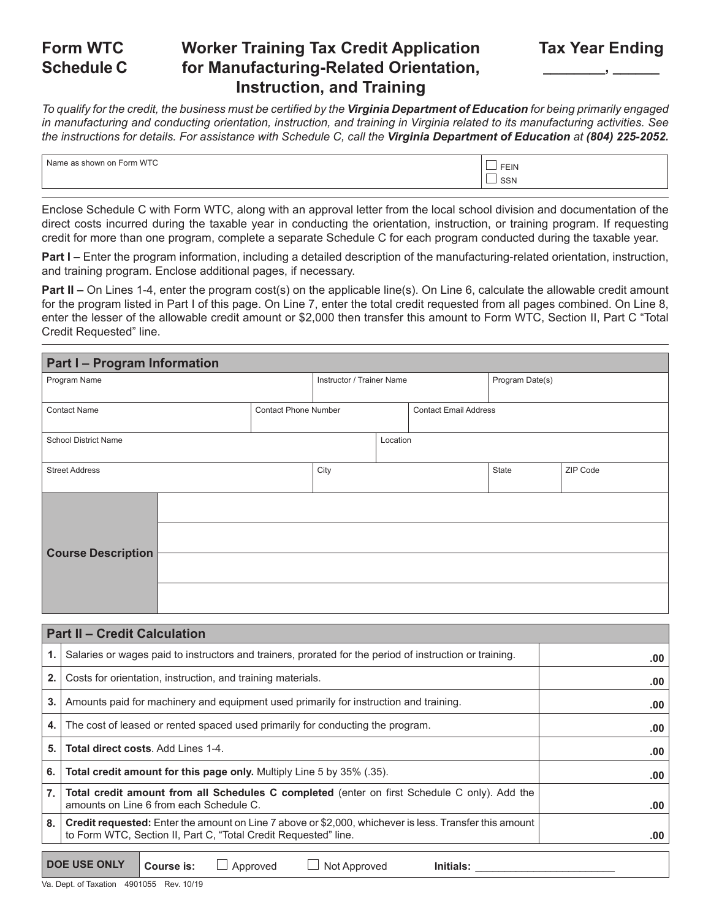# Form WTC Schedule C

## Worker Training Tax Credit Application for Manufacturing-Related Orientation, Instruction, and Training

**Tax Year Ending \_\_\_\_\_\_\_, \_\_\_\_\_**

*To qualify for the credit, the business must be certified by the* ***Virginia Department of Education*** *for being primarily engaged in manufacturing and conducting orientation, instruction, and training in Virginia related to its manufacturing activities. See the instructions for details. For assistance with Schedule C, call the* ***Virginia Department of Education*** *at* ***(804) 225-2052.***

| Name as shown on Form WTC | ☐ FEIN ☐ SSN |
|---|---|
| | |

Enclose Schedule C with Form WTC, along with an approval letter from the local school division and documentation of the direct costs incurred during the taxable year in conducting the orientation, instruction, or training program. If requesting credit for more than one program, complete a separate Schedule C for each program conducted during the taxable year.

**Part I –** Enter the program information, including a detailed description of the manufacturing-related orientation, instruction, and training program. Enclose additional pages, if necessary.

**Part II –** On Lines 1-4, enter the program cost(s) on the applicable line(s). On Line 6, calculate the allowable credit amount for the program listed in Part I of this page. On Line 7, enter the total credit requested from all pages combined. On Line 8, enter the lesser of the allowable credit amount or $2,000 then transfer this amount to Form WTC, Section II, Part C "Total Credit Requested" line.

### Part I – Program Information

| Program Name | Instructor / Trainer Name | Program Date(s) |
|---|---|---|
| | | |

| Contact Name | Contact Phone Number | Contact Email Address |
|---|---|---|
| | | |

| School District Name | Location |
|---|---|
| | |

| Street Address | City | State | ZIP Code |
|---|---|---|---|
| | | | |

| **Course Description** | |
|---|---|
| | |
| | |
| | |
| | |

### Part II – Credit Calculation

| | | |
|---|---|---|
| **1.** | Salaries or wages paid to instructors and trainers, prorated for the period of instruction or training. | .00 |
| **2.** | Costs for orientation, instruction, and training materials. | .00 |
| **3.** | Amounts paid for machinery and equipment used primarily for instruction and training. | .00 |
| **4.** | The cost of leased or rented spaced used primarily for conducting the program. | .00 |
| **5.** | **Total direct costs**. Add Lines 1-4. | .00 |
| **6.** | **Total credit amount for this page only.** Multiply Line 5 by 35% (.35). | .00 |
| **7.** | **Total credit amount from all Schedules C completed** (enter on first Schedule C only). Add the amounts on Line 6 from each Schedule C. | .00 |
| **8.** | **Credit requested:** Enter the amount on Line 7 above or $2,000, whichever is less. Transfer this amount to Form WTC, Section II, Part C, "Total Credit Requested" line. | .00 |

| **DOE USE ONLY** | **Course is:** ☐ Approved ☐ Not Approved **Initials:** \_\_\_\_\_\_\_\_\_\_\_\_\_\_\_\_\_\_\_\_\_\_\_ |
|---|---|

Va. Dept. of Taxation 4901055 Rev. 10/19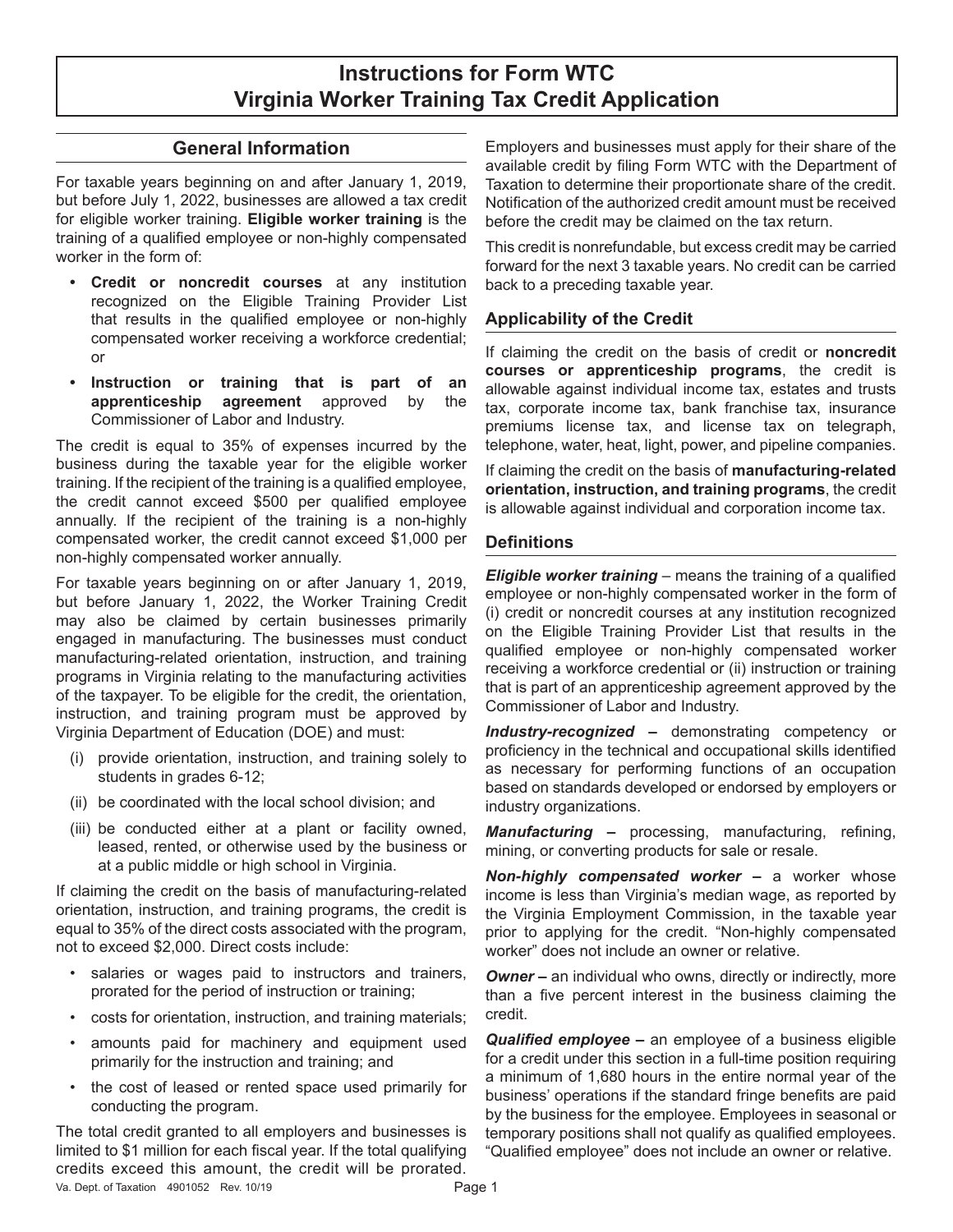# Instructions for Form WTC
# Virginia Worker Training Tax Credit Application

## General Information

For taxable years beginning on and after January 1, 2019, but before July 1, 2022, businesses are allowed a tax credit for eligible worker training. **Eligible worker training** is the training of a qualified employee or non-highly compensated worker in the form of:

- **Credit or noncredit courses** at any institution recognized on the Eligible Training Provider List that results in the qualified employee or non-highly compensated worker receiving a workforce credential; or
- **Instruction or training that is part of an apprenticeship agreement** approved by the Commissioner of Labor and Industry.

The credit is equal to 35% of expenses incurred by the business during the taxable year for the eligible worker training. If the recipient of the training is a qualified employee, the credit cannot exceed $500 per qualified employee annually. If the recipient of the training is a non-highly compensated worker, the credit cannot exceed $1,000 per non-highly compensated worker annually.

For taxable years beginning on or after January 1, 2019, but before January 1, 2022, the Worker Training Credit may also be claimed by certain businesses primarily engaged in manufacturing. The businesses must conduct manufacturing-related orientation, instruction, and training programs in Virginia relating to the manufacturing activities of the taxpayer. To be eligible for the credit, the orientation, instruction, and training program must be approved by Virginia Department of Education (DOE) and must:

(i) provide orientation, instruction, and training solely to students in grades 6-12;

(ii) be coordinated with the local school division; and

(iii) be conducted either at a plant or facility owned, leased, rented, or otherwise used by the business or at a public middle or high school in Virginia.

If claiming the credit on the basis of manufacturing-related orientation, instruction, and training programs, the credit is equal to 35% of the direct costs associated with the program, not to exceed $2,000. Direct costs include:

- salaries or wages paid to instructors and trainers, prorated for the period of instruction or training;
- costs for orientation, instruction, and training materials;
- amounts paid for machinery and equipment used primarily for the instruction and training; and
- the cost of leased or rented space used primarily for conducting the program.

The total credit granted to all employers and businesses is limited to $1 million for each fiscal year. If the total qualifying credits exceed this amount, the credit will be prorated. Employers and businesses must apply for their share of the available credit by filing Form WTC with the Department of Taxation to determine their proportionate share of the credit. Notification of the authorized credit amount must be received before the credit may be claimed on the tax return.

This credit is nonrefundable, but excess credit may be carried forward for the next 3 taxable years. No credit can be carried back to a preceding taxable year.

## Applicability of the Credit

If claiming the credit on the basis of credit or **noncredit courses or apprenticeship programs**, the credit is allowable against individual income tax, estates and trusts tax, corporate income tax, bank franchise tax, insurance premiums license tax, and license tax on telegraph, telephone, water, heat, light, power, and pipeline companies.

If claiming the credit on the basis of **manufacturing-related orientation, instruction, and training programs**, the credit is allowable against individual and corporation income tax.

## Definitions

***Eligible worker training*** – means the training of a qualified employee or non-highly compensated worker in the form of (i) credit or noncredit courses at any institution recognized on the Eligible Training Provider List that results in the qualified employee or non-highly compensated worker receiving a workforce credential or (ii) instruction or training that is part of an apprenticeship agreement approved by the Commissioner of Labor and Industry.

***Industry-recognized*** **–** demonstrating competency or proficiency in the technical and occupational skills identified as necessary for performing functions of an occupation based on standards developed or endorsed by employers or industry organizations.

***Manufacturing*** **–** processing, manufacturing, refining, mining, or converting products for sale or resale.

***Non-highly compensated worker*** **–** a worker whose income is less than Virginia's median wage, as reported by the Virginia Employment Commission, in the taxable year prior to applying for the credit. "Non-highly compensated worker" does not include an owner or relative.

***Owner*** **–** an individual who owns, directly or indirectly, more than a five percent interest in the business claiming the credit.

***Qualified employee*** **–** an employee of a business eligible for a credit under this section in a full-time position requiring a minimum of 1,680 hours in the entire normal year of the business' operations if the standard fringe benefits are paid by the business for the employee. Employees in seasonal or temporary positions shall not qualify as qualified employees. "Qualified employee" does not include an owner or relative.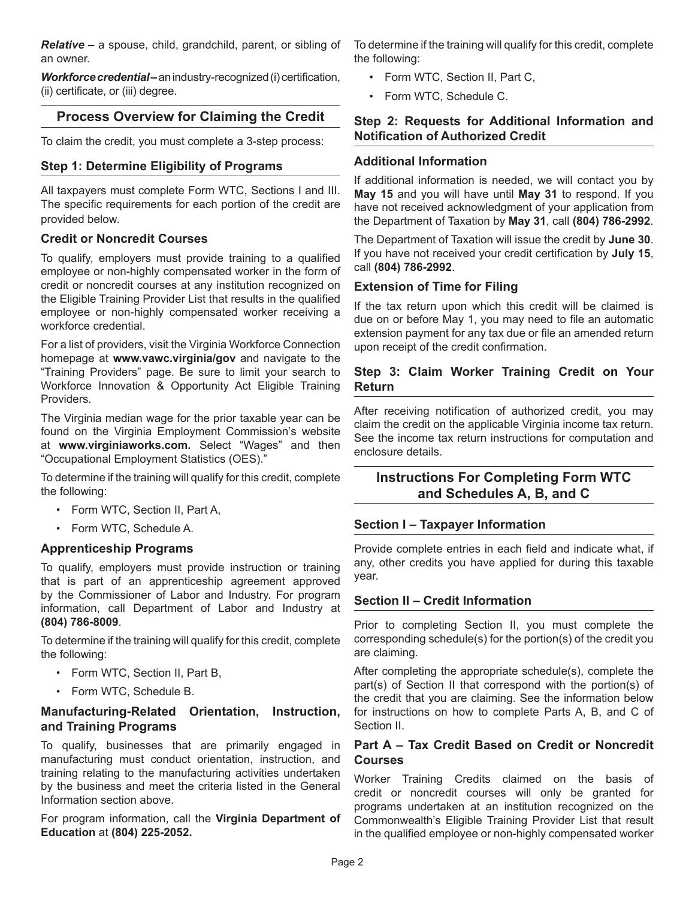***Relative –*** a spouse, child, grandchild, parent, or sibling of an owner.

***Workforce credential –*** an industry-recognized (i) certification, (ii) certificate, or (iii) degree.

## Process Overview for Claiming the Credit

To claim the credit, you must complete a 3-step process:

### Step 1: Determine Eligibility of Programs

All taxpayers must complete Form WTC, Sections I and III. The specific requirements for each portion of the credit are provided below.

#### Credit or Noncredit Courses

To qualify, employers must provide training to a qualified employee or non-highly compensated worker in the form of credit or noncredit courses at any institution recognized on the Eligible Training Provider List that results in the qualified employee or non-highly compensated worker receiving a workforce credential.

For a list of providers, visit the Virginia Workforce Connection homepage at **www.vawc.virginia/gov** and navigate to the "Training Providers" page. Be sure to limit your search to Workforce Innovation & Opportunity Act Eligible Training Providers.

The Virginia median wage for the prior taxable year can be found on the Virginia Employment Commission's website at **www.virginiaworks.com.** Select "Wages" and then "Occupational Employment Statistics (OES)."

To determine if the training will qualify for this credit, complete the following:

- Form WTC, Section II, Part A,
- Form WTC, Schedule A.

#### Apprenticeship Programs

To qualify, employers must provide instruction or training that is part of an apprenticeship agreement approved by the Commissioner of Labor and Industry. For program information, call Department of Labor and Industry at **(804) 786-8009**.

To determine if the training will qualify for this credit, complete the following:

- Form WTC, Section II, Part B,
- Form WTC, Schedule B.

#### Manufacturing-Related Orientation, Instruction, and Training Programs

To qualify, businesses that are primarily engaged in manufacturing must conduct orientation, instruction, and training relating to the manufacturing activities undertaken by the business and meet the criteria listed in the General Information section above.

For program information, call the **Virginia Department of Education** at **(804) 225-2052.**

To determine if the training will qualify for this credit, complete the following:

- Form WTC, Section II, Part C,
- Form WTC, Schedule C.

### Step 2: Requests for Additional Information and Notification of Authorized Credit

#### Additional Information

If additional information is needed, we will contact you by **May 15** and you will have until **May 31** to respond. If you have not received acknowledgment of your application from the Department of Taxation by **May 31**, call **(804) 786-2992**.

The Department of Taxation will issue the credit by **June 30**. If you have not received your credit certification by **July 15**, call **(804) 786-2992**.

#### Extension of Time for Filing

If the tax return upon which this credit will be claimed is due on or before May 1, you may need to file an automatic extension payment for any tax due or file an amended return upon receipt of the credit confirmation.

### Step 3: Claim Worker Training Credit on Your Return

After receiving notification of authorized credit, you may claim the credit on the applicable Virginia income tax return. See the income tax return instructions for computation and enclosure details.

## Instructions For Completing Form WTC and Schedules A, B, and C

### Section I – Taxpayer Information

Provide complete entries in each field and indicate what, if any, other credits you have applied for during this taxable year.

### Section II – Credit Information

Prior to completing Section II, you must complete the corresponding schedule(s) for the portion(s) of the credit you are claiming.

After completing the appropriate schedule(s), complete the part(s) of Section II that correspond with the portion(s) of the credit that you are claiming. See the information below for instructions on how to complete Parts A, B, and C of Section II.

### Part A – Tax Credit Based on Credit or Noncredit Courses

Worker Training Credits claimed on the basis of credit or noncredit courses will only be granted for programs undertaken at an institution recognized on the Commonwealth's Eligible Training Provider List that result in the qualified employee or non-highly compensated worker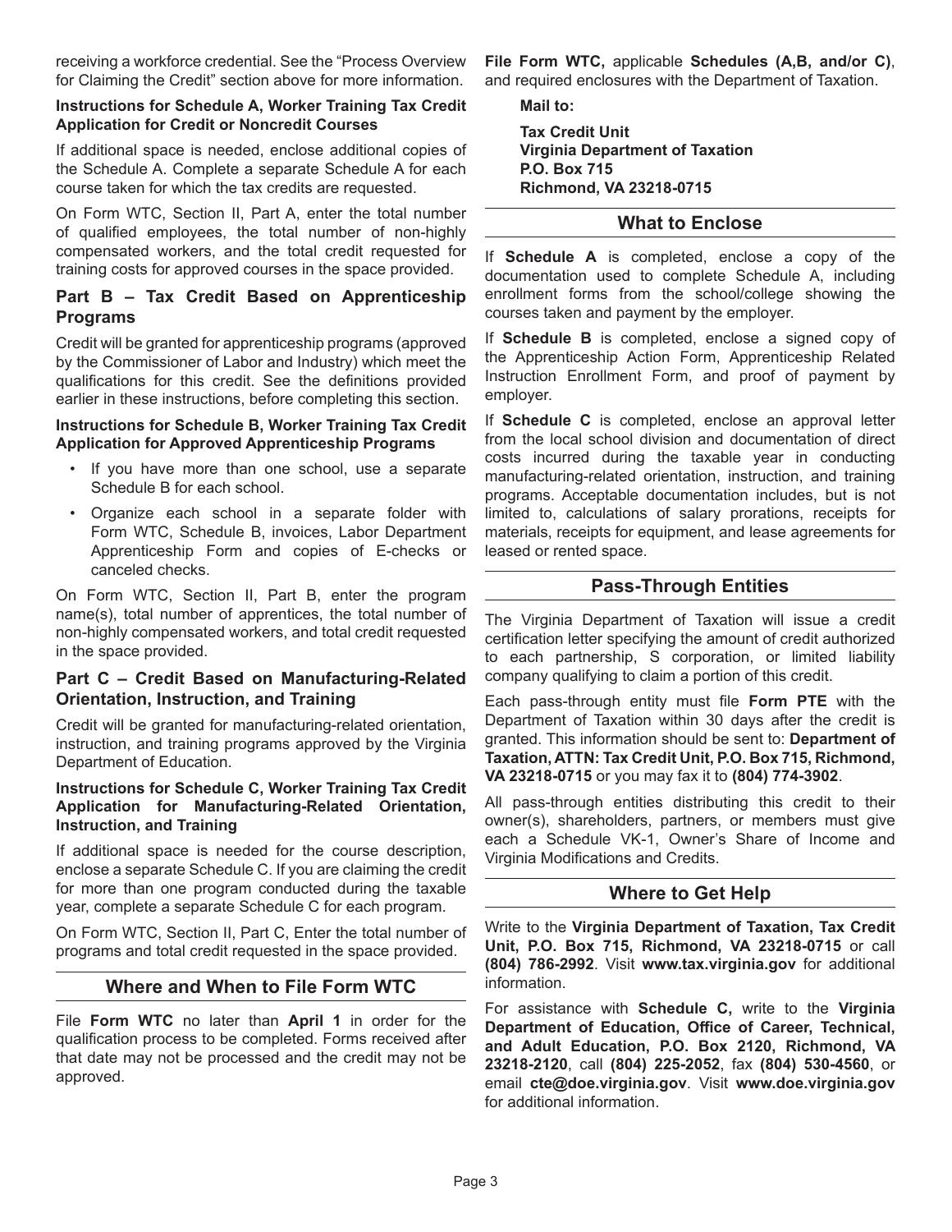receiving a workforce credential. See the "Process Overview for Claiming the Credit" section above for more information.

**Instructions for Schedule A, Worker Training Tax Credit Application for Credit or Noncredit Courses**

If additional space is needed, enclose additional copies of the Schedule A. Complete a separate Schedule A for each course taken for which the tax credits are requested.

On Form WTC, Section II, Part A, enter the total number of qualified employees, the total number of non-highly compensated workers, and the total credit requested for training costs for approved courses in the space provided.

### Part B – Tax Credit Based on Apprenticeship Programs

Credit will be granted for apprenticeship programs (approved by the Commissioner of Labor and Industry) which meet the qualifications for this credit. See the definitions provided earlier in these instructions, before completing this section.

**Instructions for Schedule B, Worker Training Tax Credit Application for Approved Apprenticeship Programs**

- If you have more than one school, use a separate Schedule B for each school.
- Organize each school in a separate folder with Form WTC, Schedule B, invoices, Labor Department Apprenticeship Form and copies of E-checks or canceled checks.

On Form WTC, Section II, Part B, enter the program name(s), total number of apprentices, the total number of non-highly compensated workers, and total credit requested in the space provided.

### Part C – Credit Based on Manufacturing-Related Orientation, Instruction, and Training

Credit will be granted for manufacturing-related orientation, instruction, and training programs approved by the Virginia Department of Education.

**Instructions for Schedule C, Worker Training Tax Credit Application for Manufacturing-Related Orientation, Instruction, and Training**

If additional space is needed for the course description, enclose a separate Schedule C. If you are claiming the credit for more than one program conducted during the taxable year, complete a separate Schedule C for each program.

On Form WTC, Section II, Part C, Enter the total number of programs and total credit requested in the space provided.

## Where and When to File Form WTC

File **Form WTC** no later than **April 1** in order for the qualification process to be completed. Forms received after that date may not be processed and the credit may not be approved.

**File Form WTC,** applicable **Schedules (A,B, and/or C)**, and required enclosures with the Department of Taxation.

**Mail to:**

**Tax Credit Unit**
**Virginia Department of Taxation**
**P.O. Box 715**
**Richmond, VA 23218-0715**

## What to Enclose

If **Schedule A** is completed, enclose a copy of the documentation used to complete Schedule A, including enrollment forms from the school/college showing the courses taken and payment by the employer.

If **Schedule B** is completed, enclose a signed copy of the Apprenticeship Action Form, Apprenticeship Related Instruction Enrollment Form, and proof of payment by employer.

If **Schedule C** is completed, enclose an approval letter from the local school division and documentation of direct costs incurred during the taxable year in conducting manufacturing-related orientation, instruction, and training programs. Acceptable documentation includes, but is not limited to, calculations of salary prorations, receipts for materials, receipts for equipment, and lease agreements for leased or rented space.

## Pass-Through Entities

The Virginia Department of Taxation will issue a credit certification letter specifying the amount of credit authorized to each partnership, S corporation, or limited liability company qualifying to claim a portion of this credit.

Each pass-through entity must file **Form PTE** with the Department of Taxation within 30 days after the credit is granted. This information should be sent to: **Department of Taxation, ATTN: Tax Credit Unit, P.O. Box 715, Richmond, VA 23218-0715** or you may fax it to **(804) 774-3902**.

All pass-through entities distributing this credit to their owner(s), shareholders, partners, or members must give each a Schedule VK-1, Owner's Share of Income and Virginia Modifications and Credits.

## Where to Get Help

Write to the **Virginia Department of Taxation, Tax Credit Unit, P.O. Box 715, Richmond, VA 23218-0715** or call **(804) 786-2992**. Visit **www.tax.virginia.gov** for additional information.

For assistance with **Schedule C,** write to the **Virginia Department of Education, Office of Career, Technical, and Adult Education, P.O. Box 2120, Richmond, VA 23218-2120**, call **(804) 225-2052**, fax **(804) 530-4560**, or email **cte@doe.virginia.gov**. Visit **www.doe.virginia.gov** for additional information.